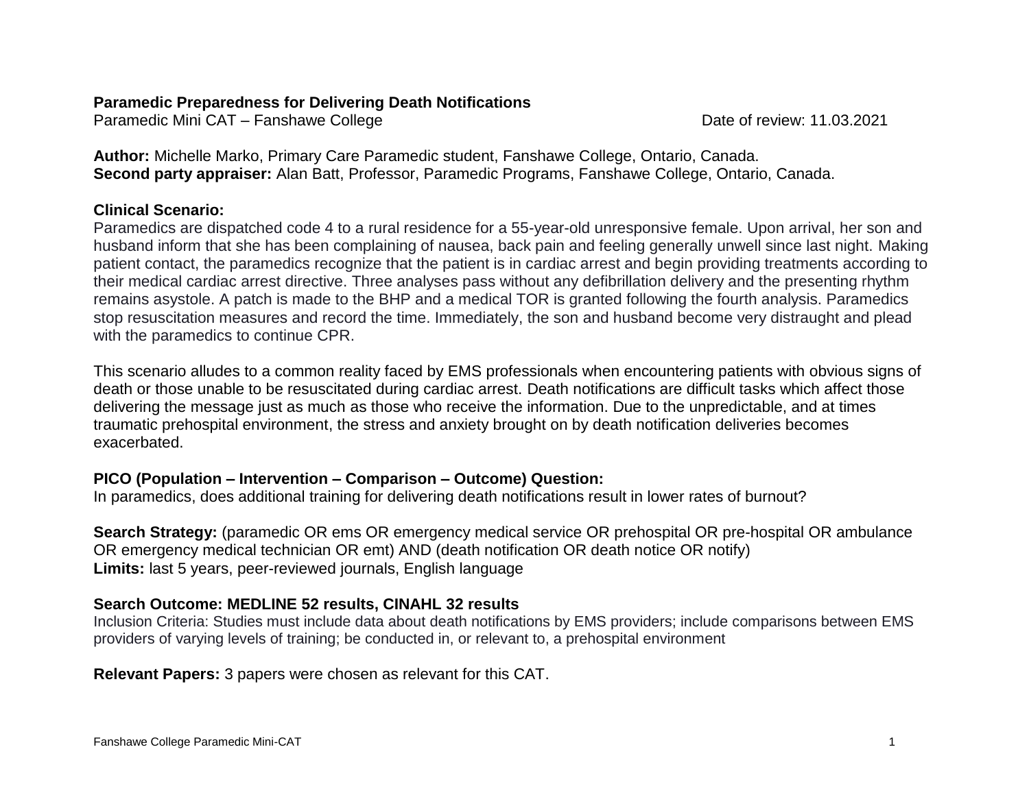**Paramedic Preparedness for Delivering Death Notifications**

Paramedic Mini CAT – Fanshawe College Date of review: 11.03.2021

**Author:** Michelle Marko, Primary Care Paramedic student, Fanshawe College, Ontario, Canada.
**Second party appraiser:** Alan Batt, Professor, Paramedic Programs, Fanshawe College, Ontario, Canada.

**Clinical Scenario:**

Paramedics are dispatched code 4 to a rural residence for a 55-year-old unresponsive female. Upon arrival, her son and husband inform that she has been complaining of nausea, back pain and feeling generally unwell since last night. Making patient contact, the paramedics recognize that the patient is in cardiac arrest and begin providing treatments according to their medical cardiac arrest directive. Three analyses pass without any defibrillation delivery and the presenting rhythm remains asystole. A patch is made to the BHP and a medical TOR is granted following the fourth analysis. Paramedics stop resuscitation measures and record the time. Immediately, the son and husband become very distraught and plead with the paramedics to continue CPR.

This scenario alludes to a common reality faced by EMS professionals when encountering patients with obvious signs of death or those unable to be resuscitated during cardiac arrest. Death notifications are difficult tasks which affect those delivering the message just as much as those who receive the information. Due to the unpredictable, and at times traumatic prehospital environment, the stress and anxiety brought on by death notification deliveries becomes exacerbated.

**PICO (Population – Intervention – Comparison – Outcome) Question:**

In paramedics, does additional training for delivering death notifications result in lower rates of burnout?

**Search Strategy:** (paramedic OR ems OR emergency medical service OR prehospital OR pre-hospital OR ambulance OR emergency medical technician OR emt) AND (death notification OR death notice OR notify)
**Limits:** last 5 years, peer-reviewed journals, English language

**Search Outcome: MEDLINE 52 results, CINAHL 32 results**

Inclusion Criteria: Studies must include data about death notifications by EMS providers; include comparisons between EMS providers of varying levels of training; be conducted in, or relevant to, a prehospital environment

**Relevant Papers:** 3 papers were chosen as relevant for this CAT.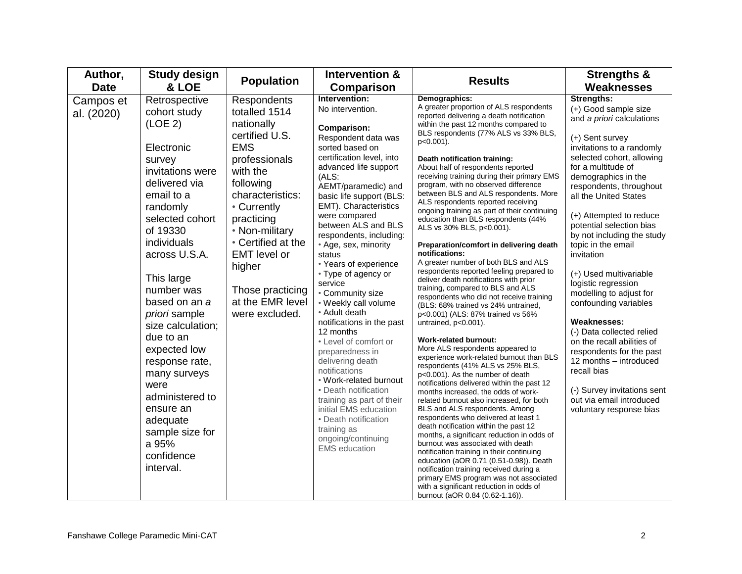| Author, Date | Study design & LOE | Population | Intervention & Comparison | Results | Strengths & Weaknesses |
|---|---|---|---|---|---|
| Campos et al. (2020) | Retrospective cohort study (LOE 2)<br><br>Electronic survey invitations were delivered via email to a randomly selected cohort of 19330 individuals across U.S.A.<br><br>This large number was based on an *a priori* sample size calculation; due to an expected low response rate, many surveys were administered to ensure an adequate sample size for a 95% confidence interval. | Respondents totalled 1514 nationally certified U.S. EMS professionals with the following characteristics:<br>• Currently practicing<br>• Non-military<br>• Certified at the EMT level or higher<br><br>Those practicing at the EMR level were excluded. | **Intervention:**<br>No intervention.<br><br>**Comparison:**<br>Respondent data was sorted based on certification level, into advanced life support (ALS: AEMT/paramedic) and basic life support (BLS: EMT). Characteristics were compared between ALS and BLS respondents, including:<br>• Age, sex, minority status<br>• Years of experience<br>• Type of agency or service<br>• Community size<br>• Weekly call volume<br>• Adult death notifications in the past 12 months<br>• Level of comfort or preparedness in delivering death notifications<br>• Work-related burnout<br>• Death notification training as part of their initial EMS education<br>• Death notification training as ongoing/continuing EMS education | **Demographics:**<br>A greater proportion of ALS respondents reported delivering a death notification within the past 12 months compared to BLS respondents (77% ALS vs 33% BLS, p<0.001).<br><br>**Death notification training:**<br>About half of respondents reported receiving training during their primary EMS program, with no observed difference between BLS and ALS respondents. More ALS respondents reported receiving ongoing training as part of their continuing education than BLS respondents (44% ALS vs 30% BLS, p<0.001).<br><br>**Preparation/comfort in delivering death notifications:**<br>A greater number of both BLS and ALS respondents reported feeling prepared to deliver death notifications with prior training, compared to BLS and ALS respondents who did not receive training (BLS: 68% trained vs 24% untrained, p<0.001) (ALS: 87% trained vs 56% untrained, p<0.001).<br><br>**Work-related burnout:**<br>More ALS respondents appeared to experience work-related burnout than BLS respondents (41% ALS vs 25% BLS, p<0.001). As the number of death notifications delivered within the past 12 months increased, the odds of work-related burnout also increased, for both BLS and ALS respondents. Among respondents who delivered at least 1 death notification within the past 12 months, a significant reduction in odds of burnout was associated with death notification training in their continuing education (aOR 0.71 (0.51-0.98)). Death notification training received during a primary EMS program was not associated with a significant reduction in odds of burnout (aOR 0.84 (0.62-1.16)). | **Strengths:**<br>(+) Good sample size and *a priori* calculations<br><br>(+) Sent survey invitations to a randomly selected cohort, allowing for a multitude of demographics in the respondents, throughout all the United States<br><br>(+) Attempted to reduce potential selection bias by not including the study topic in the email invitation<br><br>(+) Used multivariable logistic regression modelling to adjust for confounding variables<br><br>**Weaknesses:**<br>(-) Data collected relied on the recall abilities of respondents for the past 12 months – introduced recall bias<br><br>(-) Survey invitations sent out via email introduced voluntary response bias |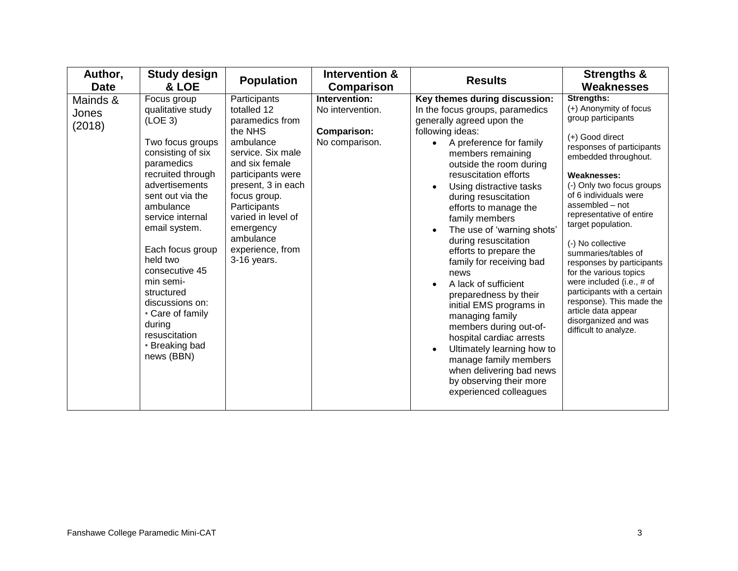| Author, Date | Study design & LOE | Population | Intervention & Comparison | Results | Strengths & Weaknesses |
|---|---|---|---|---|---|
| Mainds & Jones (2018) | Focus group qualitative study (LOE 3)<br><br>Two focus groups consisting of six paramedics recruited through advertisements sent out via the ambulance service internal email system.<br><br>Each focus group held two consecutive 45 min semi-structured discussions on:<br>• Care of family during resuscitation<br>• Breaking bad news (BBN) | Participants totalled 12 paramedics from the NHS ambulance service. Six male and six female participants were present, 3 in each focus group. Participants varied in level of emergency ambulance experience, from 3-16 years. | **Intervention:** No intervention.<br><br>**Comparison:** No comparison. | **Key themes during discussion:** In the focus groups, paramedics generally agreed upon the following ideas:<br>• A preference for family members remaining outside the room during resuscitation efforts<br>• Using distractive tasks during resuscitation efforts to manage the family members<br>• The use of 'warning shots' during resuscitation efforts to prepare the family for receiving bad news<br>• A lack of sufficient preparedness by their initial EMS programs in managing family members during out-of-hospital cardiac arrests<br>• Ultimately learning how to manage family members when delivering bad news by observing their more experienced colleagues | **Strengths:**<br>(+) Anonymity of focus group participants<br><br>(+) Good direct responses of participants embedded throughout.<br><br>**Weaknesses:**<br>(-) Only two focus groups of 6 individuals were assembled – not representative of entire target population.<br><br>(-) No collective summaries/tables of responses by participants for the various topics were included (i.e., # of participants with a certain response). This made the article data appear disorganized and was difficult to analyze. |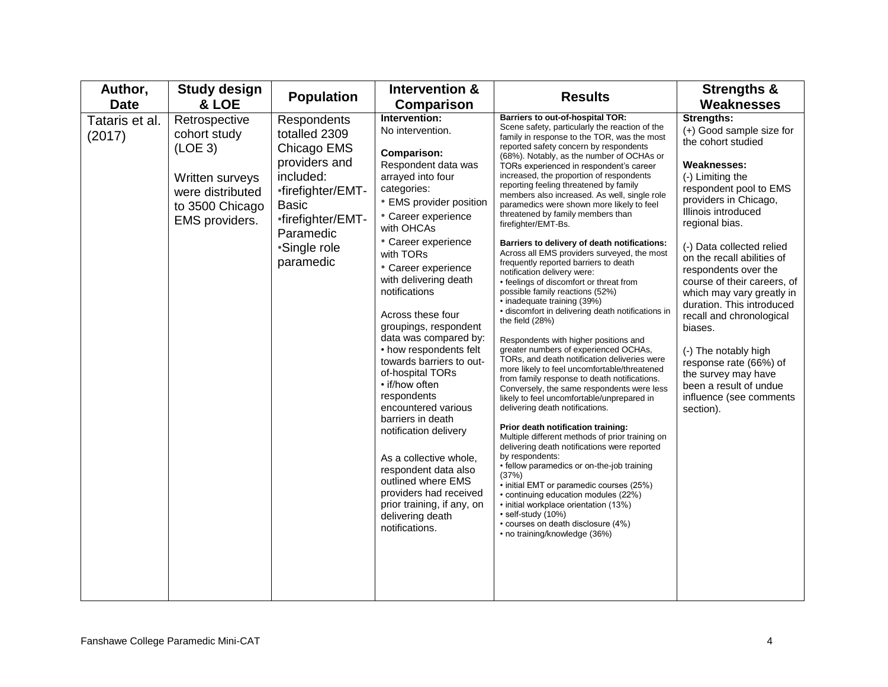| Author, Date | Study design & LOE | Population | Intervention & Comparison | Results | Strengths & Weaknesses |
|---|---|---|---|---|---|
| Tataris et al. (2017) | Retrospective cohort study (LOE 3)<br><br>Written surveys were distributed to 3500 Chicago EMS providers. | Respondents totalled 2309 Chicago EMS providers and included:<br>•firefighter/EMT-Basic<br>•firefighter/EMT-Paramedic<br>•Single role paramedic | **Intervention:**<br>No intervention.<br><br>**Comparison:**<br>Respondent data was arrayed into four categories:<br>• EMS provider position<br>• Career experience with OHCAs<br>• Career experience with TORs<br>• Career experience with delivering death notifications<br><br>Across these four groupings, respondent data was compared by:<br>• how respondents felt towards barriers to out-of-hospital TORs<br>• if/how often respondents encountered various barriers in death notification delivery<br><br>As a collective whole, respondent data also outlined where EMS providers had received prior training, if any, on delivering death notifications. | **Barriers to out-of-hospital TOR:**<br>Scene safety, particularly the reaction of the family in response to the TOR, was the most reported safety concern by respondents (68%). Notably, as the number of OCHAs or TORs experienced in respondent's career increased, the proportion of respondents reporting feeling threatened by family members also increased. As well, single role paramedics were shown more likely to feel threatened by family members than firefighter/EMT-Bs.<br><br>**Barriers to delivery of death notifications:**<br>Across all EMS providers surveyed, the most frequently reported barriers to death notification delivery were:<br>• feelings of discomfort or threat from possible family reactions (52%)<br>• inadequate training (39%)<br>• discomfort in delivering death notifications in the field (28%)<br><br>Respondents with higher positions and greater numbers of experienced OCHAs, TORs, and death notification deliveries were more likely to feel uncomfortable/threatened from family response to death notifications. Conversely, the same respondents were less likely to feel uncomfortable/unprepared in delivering death notifications.<br><br>**Prior death notification training:**<br>Multiple different methods of prior training on delivering death notifications were reported by respondents:<br>• fellow paramedics or on-the-job training (37%)<br>• initial EMT or paramedic courses (25%)<br>• continuing education modules (22%)<br>• initial workplace orientation (13%)<br>• self-study (10%)<br>• courses on death disclosure (4%)<br>• no training/knowledge (36%) | **Strengths:**<br>(+) Good sample size for the cohort studied<br><br>**Weaknesses:**<br>(-) Limiting the respondent pool to EMS providers in Chicago, Illinois introduced regional bias.<br><br>(-) Data collected relied on the recall abilities of respondents over the course of their careers, of which may vary greatly in duration. This introduced recall and chronological biases.<br><br>(-) The notably high response rate (66%) of the survey may have been a result of undue influence (see comments section). |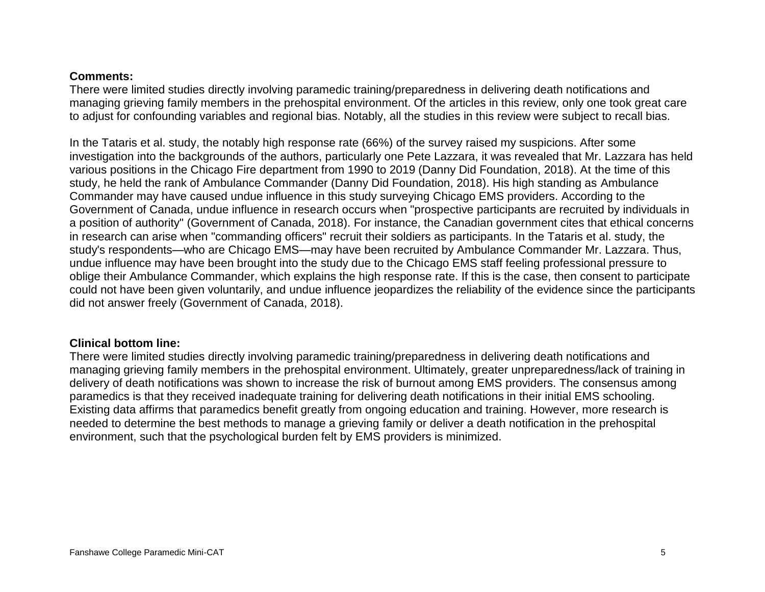**Comments:**

There were limited studies directly involving paramedic training/preparedness in delivering death notifications and managing grieving family members in the prehospital environment. Of the articles in this review, only one took great care to adjust for confounding variables and regional bias. Notably, all the studies in this review were subject to recall bias.

In the Tataris et al. study, the notably high response rate (66%) of the survey raised my suspicions. After some investigation into the backgrounds of the authors, particularly one Pete Lazzara, it was revealed that Mr. Lazzara has held various positions in the Chicago Fire department from 1990 to 2019 (Danny Did Foundation, 2018). At the time of this study, he held the rank of Ambulance Commander (Danny Did Foundation, 2018). His high standing as Ambulance Commander may have caused undue influence in this study surveying Chicago EMS providers. According to the Government of Canada, undue influence in research occurs when "prospective participants are recruited by individuals in a position of authority" (Government of Canada, 2018). For instance, the Canadian government cites that ethical concerns in research can arise when "commanding officers" recruit their soldiers as participants. In the Tataris et al. study, the study's respondents—who are Chicago EMS—may have been recruited by Ambulance Commander Mr. Lazzara. Thus, undue influence may have been brought into the study due to the Chicago EMS staff feeling professional pressure to oblige their Ambulance Commander, which explains the high response rate. If this is the case, then consent to participate could not have been given voluntarily, and undue influence jeopardizes the reliability of the evidence since the participants did not answer freely (Government of Canada, 2018).

**Clinical bottom line:**

There were limited studies directly involving paramedic training/preparedness in delivering death notifications and managing grieving family members in the prehospital environment. Ultimately, greater unpreparedness/lack of training in delivery of death notifications was shown to increase the risk of burnout among EMS providers. The consensus among paramedics is that they received inadequate training for delivering death notifications in their initial EMS schooling. Existing data affirms that paramedics benefit greatly from ongoing education and training. However, more research is needed to determine the best methods to manage a grieving family or deliver a death notification in the prehospital environment, such that the psychological burden felt by EMS providers is minimized.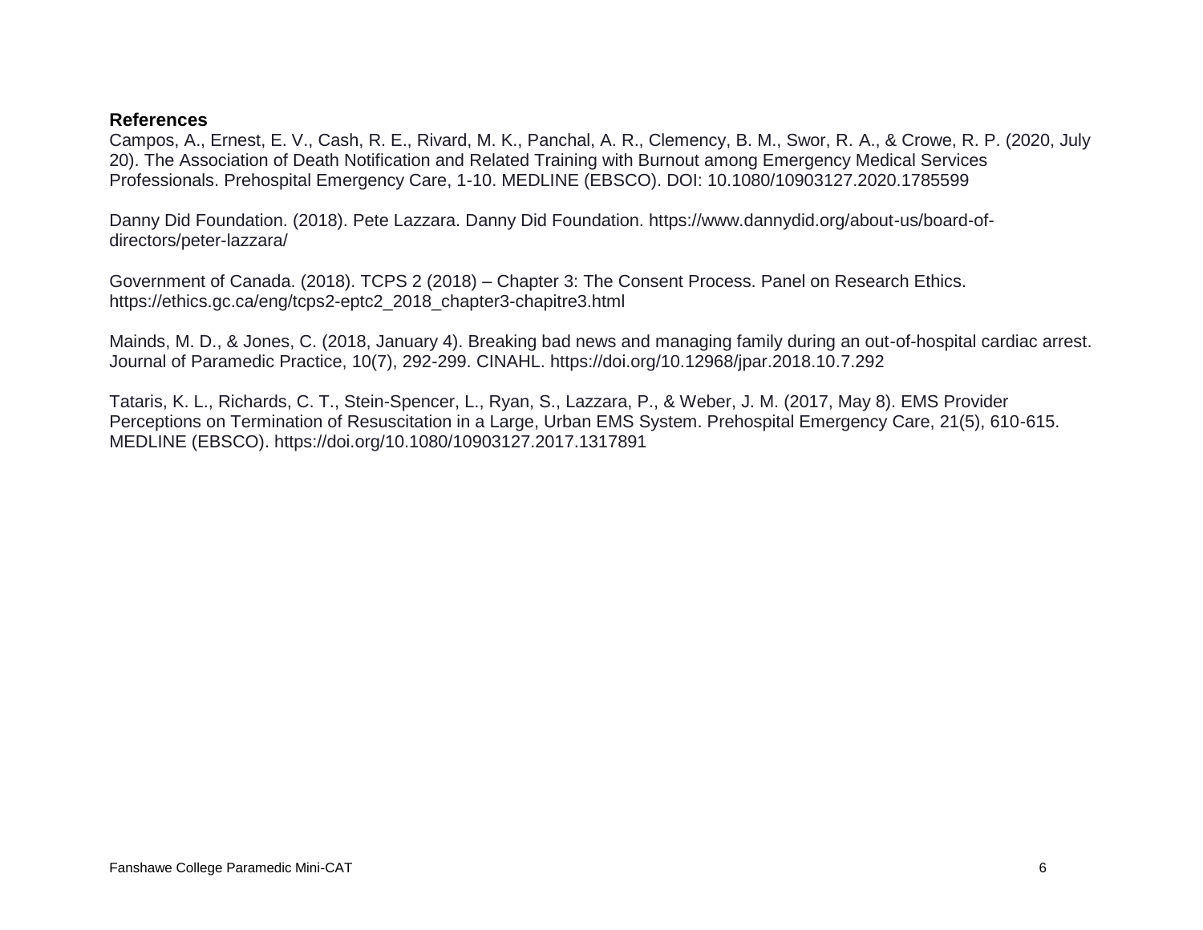**References**

Campos, A., Ernest, E. V., Cash, R. E., Rivard, M. K., Panchal, A. R., Clemency, B. M., Swor, R. A., & Crowe, R. P. (2020, July 20). The Association of Death Notification and Related Training with Burnout among Emergency Medical Services Professionals. Prehospital Emergency Care, 1-10. MEDLINE (EBSCO). DOI: 10.1080/10903127.2020.1785599

Danny Did Foundation. (2018). Pete Lazzara. Danny Did Foundation. https://www.dannydid.org/about-us/board-of-directors/peter-lazzara/

Government of Canada. (2018). TCPS 2 (2018) – Chapter 3: The Consent Process. Panel on Research Ethics. https://ethics.gc.ca/eng/tcps2-eptc2_2018_chapter3-chapitre3.html

Mainds, M. D., & Jones, C. (2018, January 4). Breaking bad news and managing family during an out-of-hospital cardiac arrest. Journal of Paramedic Practice, 10(7), 292-299. CINAHL. https://doi.org/10.12968/jpar.2018.10.7.292

Tataris, K. L., Richards, C. T., Stein-Spencer, L., Ryan, S., Lazzara, P., & Weber, J. M. (2017, May 8). EMS Provider Perceptions on Termination of Resuscitation in a Large, Urban EMS System. Prehospital Emergency Care, 21(5), 610-615. MEDLINE (EBSCO). https://doi.org/10.1080/10903127.2017.1317891